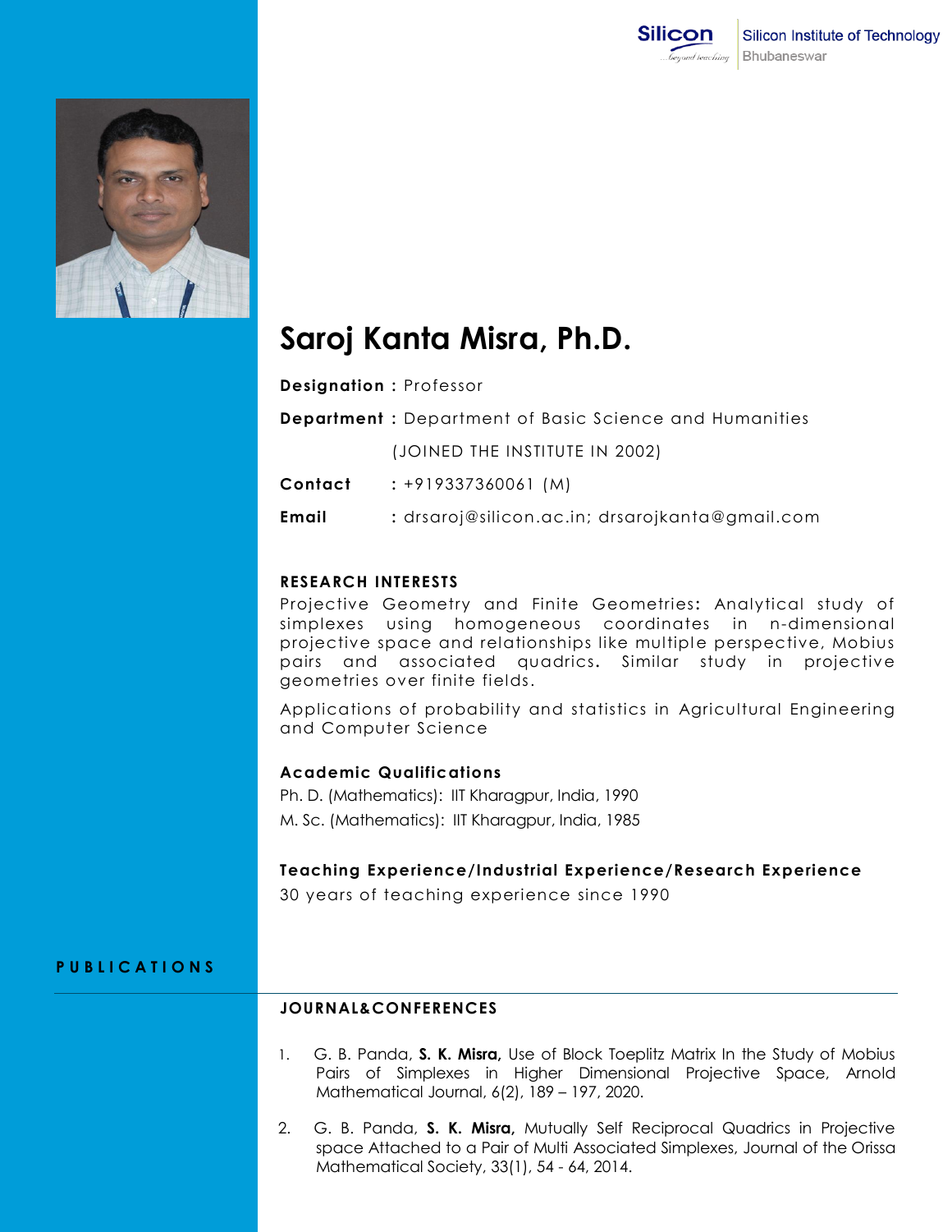Silicon Institute of Technology
Bhubaneswar

# Saroj Kanta Misra, Ph.D.

**Designation :** Professor

**Department :** Department of Basic Science and Humanities

(JOINED THE INSTITUTE IN 2002)

**Contact :** +919337360061 (M)

**Email :** drsaroj@silicon.ac.in; drsarojkanta@gmail.com

## RESEARCH INTERESTS

Projective Geometry and Finite Geometries**:** Analytical study of simplexes using homogeneous coordinates in n-dimensional projective space and relationships like multiple perspective, Mobius pairs and associated quadrics**.** Similar study in projective geometries over finite fields.

Applications of probability and statistics in Agricultural Engineering and Computer Science

## Academic Qualifications

Ph. D. (Mathematics): IIT Kharagpur, India, 1990

M. Sc. (Mathematics): IIT Kharagpur, India, 1985

## Teaching Experience/Industrial Experience/Research Experience

30 years of teaching experience since 1990

# PUBLICATIONS

## JOURNAL&CONFERENCES

1. G. B. Panda, **S. K. Misra,** Use of Block Toeplitz Matrix In the Study of Mobius Pairs of Simplexes in Higher Dimensional Projective Space, Arnold Mathematical Journal, 6(2), 189 – 197, 2020.

2. G. B. Panda, **S. K. Misra,** Mutually Self Reciprocal Quadrics in Projective space Attached to a Pair of Multi Associated Simplexes, Journal of the Orissa Mathematical Society, 33(1), 54 - 64, 2014.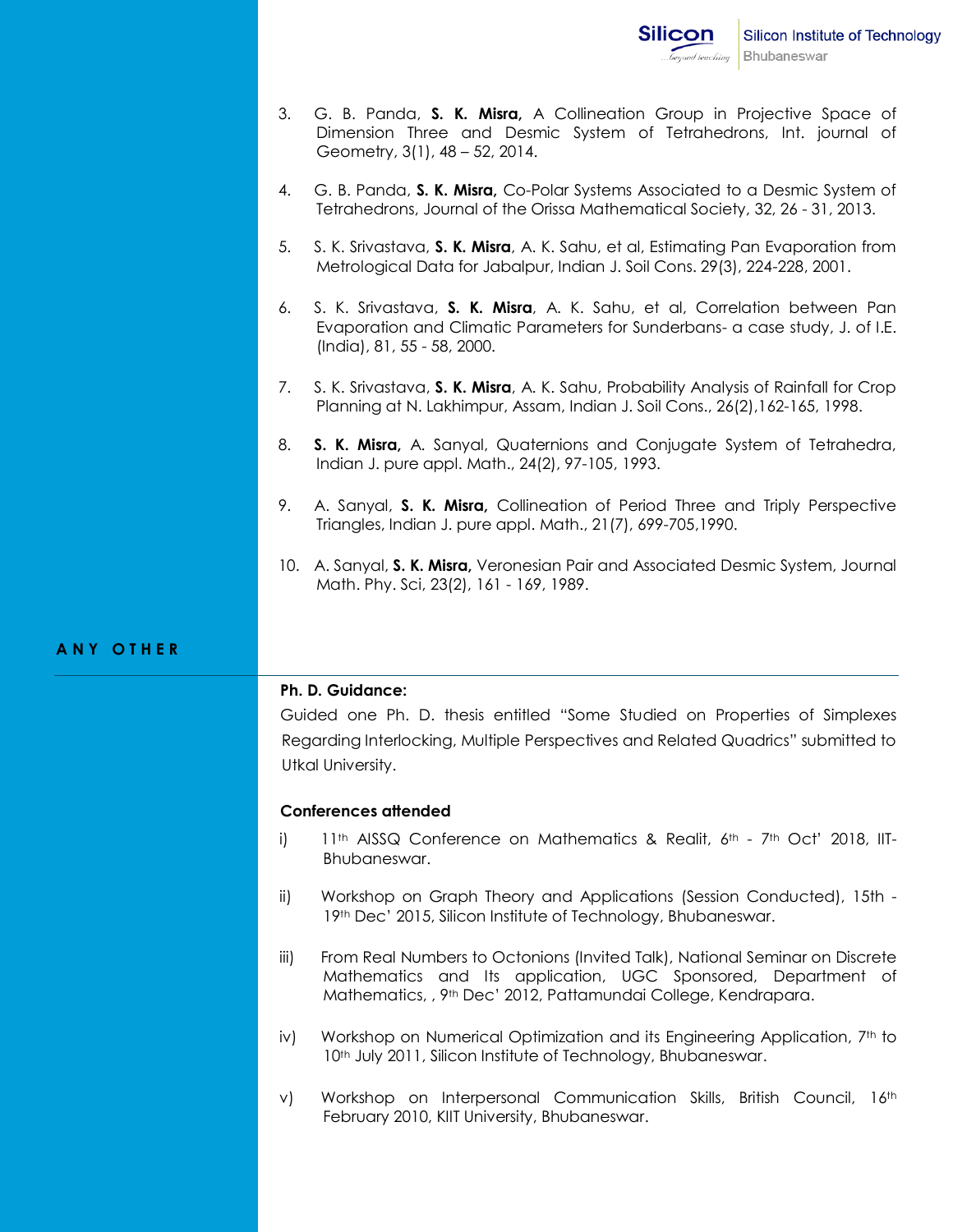3. G. B. Panda, **S. K. Misra,** A Collineation Group in Projective Space of Dimension Three and Desmic System of Tetrahedrons, Int. journal of Geometry, 3(1), 48 – 52, 2014.

4. G. B. Panda, **S. K. Misra,** Co-Polar Systems Associated to a Desmic System of Tetrahedrons, Journal of the Orissa Mathematical Society, 32, 26 - 31, 2013.

5. S. K. Srivastava, **S. K. Misra**, A. K. Sahu, et al, Estimating Pan Evaporation from Metrological Data for Jabalpur, Indian J. Soil Cons. 29(3), 224-228, 2001.

6. S. K. Srivastava, **S. K. Misra**, A. K. Sahu, et al, Correlation between Pan Evaporation and Climatic Parameters for Sunderbans- a case study, J. of I.E. (India), 81, 55 - 58, 2000.

7. S. K. Srivastava, **S. K. Misra**, A. K. Sahu, Probability Analysis of Rainfall for Crop Planning at N. Lakhimpur, Assam, Indian J. Soil Cons., 26(2),162-165, 1998.

8. **S. K. Misra,** A. Sanyal, Quaternions and Conjugate System of Tetrahedra, Indian J. pure appl. Math., 24(2), 97-105, 1993.

9. A. Sanyal, **S. K. Misra,** Collineation of Period Three and Triply Perspective Triangles, Indian J. pure appl. Math., 21(7), 699-705,1990.

10. A. Sanyal, **S. K. Misra,** Veronesian Pair and Associated Desmic System, Journal Math. Phy. Sci, 23(2), 161 - 169, 1989.

## ANY OTHER

**Ph. D. Guidance:**

Guided one Ph. D. thesis entitled "Some Studied on Properties of Simplexes Regarding Interlocking, Multiple Perspectives and Related Quadrics" submitted to Utkal University.

**Conferences attended**

i) 11th AISSQ Conference on Mathematics & Realit, 6th - 7th Oct' 2018, IIT-Bhubaneswar.

ii) Workshop on Graph Theory and Applications (Session Conducted), 15th - 19th Dec' 2015, Silicon Institute of Technology, Bhubaneswar.

iii) From Real Numbers to Octonions (Invited Talk), National Seminar on Discrete Mathematics and Its application, UGC Sponsored, Department of Mathematics, , 9th Dec' 2012, Pattamundai College, Kendrapara.

iv) Workshop on Numerical Optimization and its Engineering Application, 7th to 10th July 2011, Silicon Institute of Technology, Bhubaneswar.

v) Workshop on Interpersonal Communication Skills, British Council, 16th February 2010, KIIT University, Bhubaneswar.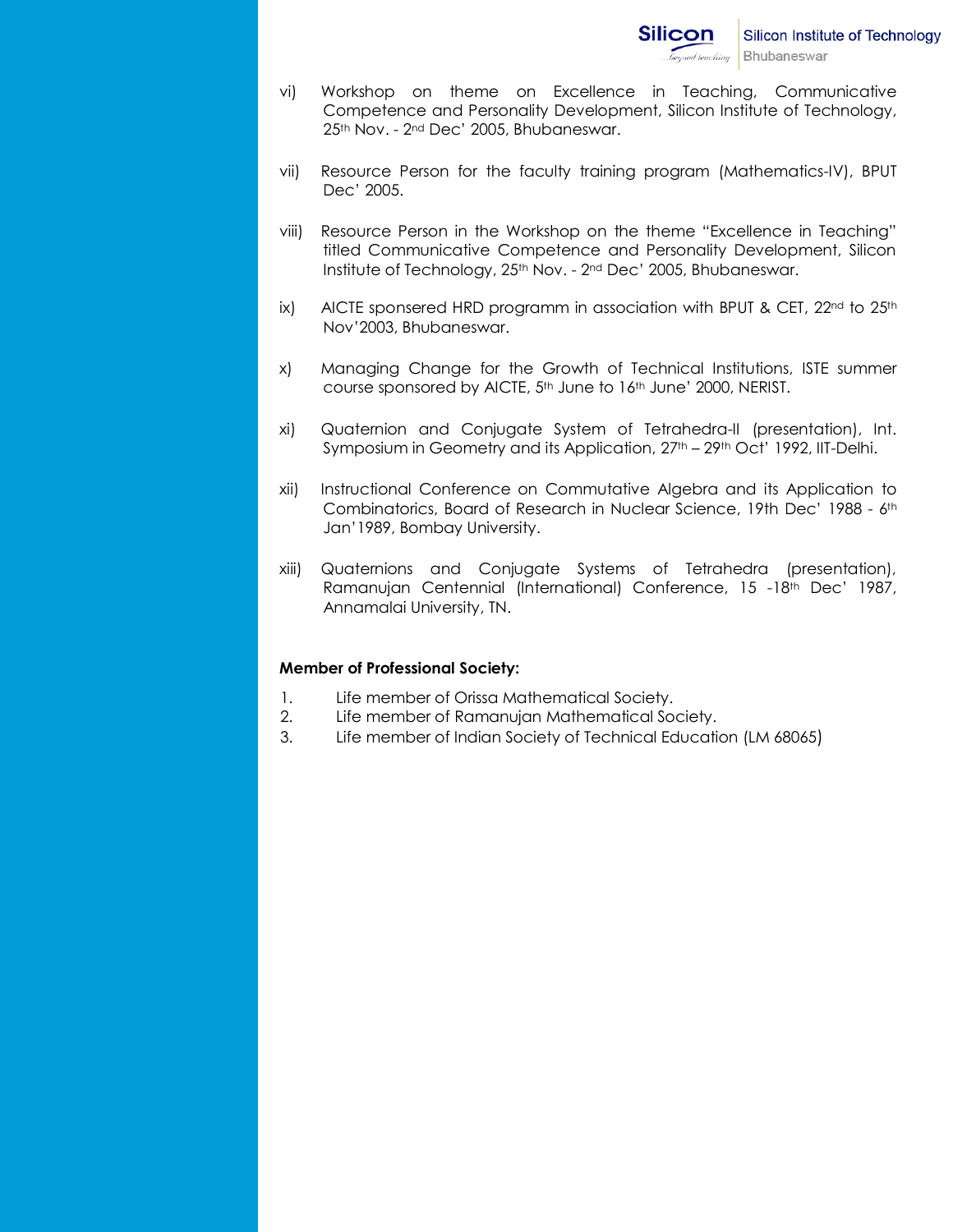vi) Workshop on theme on Excellence in Teaching, Communicative Competence and Personality Development, Silicon Institute of Technology, 25th Nov. - 2nd Dec' 2005, Bhubaneswar.

vii) Resource Person for the faculty training program (Mathematics-IV), BPUT Dec' 2005.

viii) Resource Person in the Workshop on the theme "Excellence in Teaching" titled Communicative Competence and Personality Development, Silicon Institute of Technology, 25th Nov. - 2nd Dec' 2005, Bhubaneswar.

ix) AICTE sponsered HRD programm in association with BPUT & CET, 22nd to 25th Nov'2003, Bhubaneswar.

x) Managing Change for the Growth of Technical Institutions, ISTE summer course sponsored by AICTE, 5th June to 16th June' 2000, NERIST.

xi) Quaternion and Conjugate System of Tetrahedra-II (presentation), Int. Symposium in Geometry and its Application, 27th – 29th Oct' 1992, IIT-Delhi.

xii) Instructional Conference on Commutative Algebra and its Application to Combinatorics, Board of Research in Nuclear Science, 19th Dec' 1988 - 6th Jan'1989, Bombay University.

xiii) Quaternions and Conjugate Systems of Tetrahedra (presentation), Ramanujan Centennial (International) Conference, 15 -18th Dec' 1987, Annamalai University, TN.

**Member of Professional Society:**

1. Life member of Orissa Mathematical Society.
2. Life member of Ramanujan Mathematical Society.
3. Life member of Indian Society of Technical Education (LM 68065)